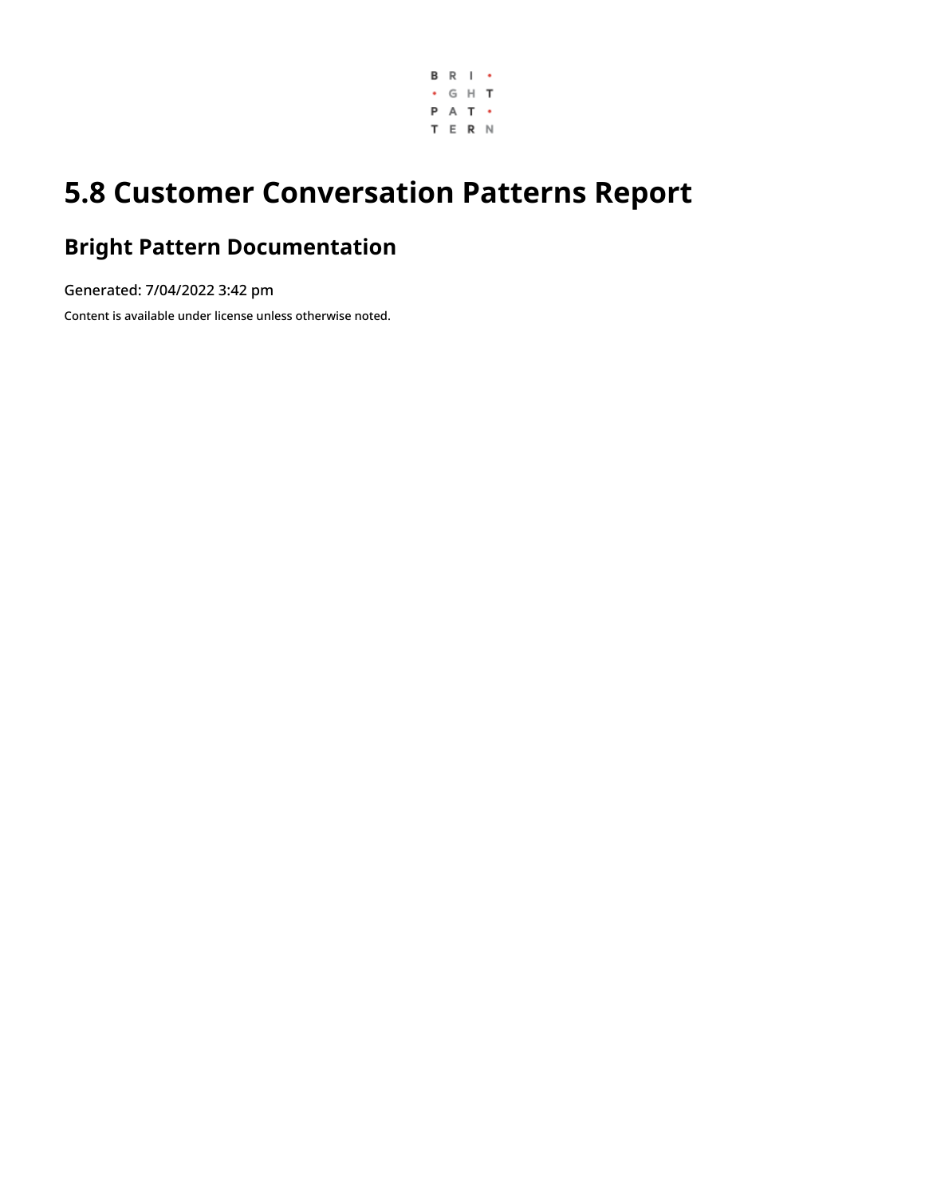# 5.8 Customer Conversation Patterns Report

## Bright Pattern Documentation

Generated: 7/04/2022 3:42 pm

Content is available under license unless otherwise noted.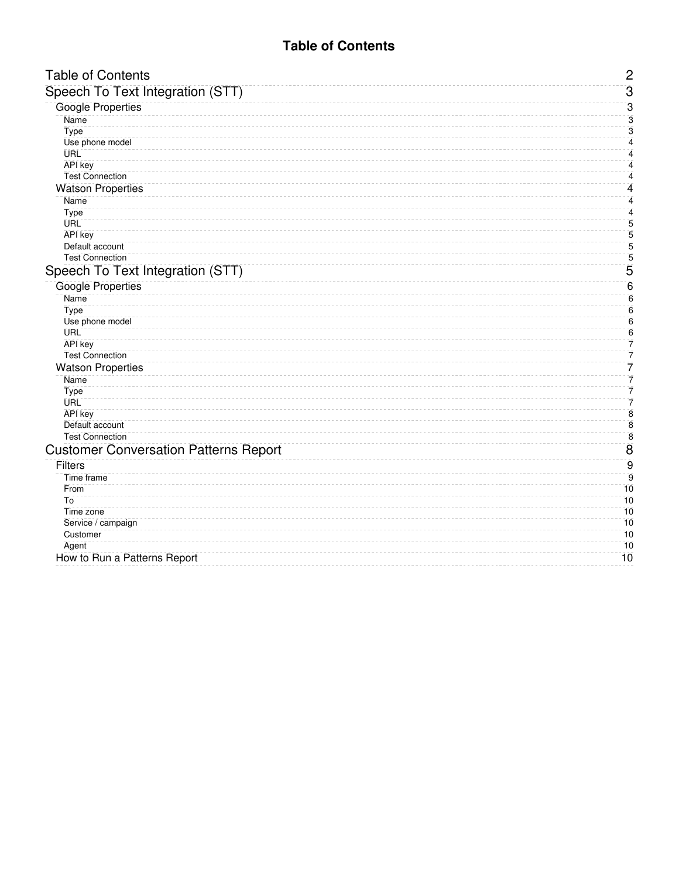# Table of Contents

- Table of Contents 2
- Speech To Text Integration (STT) 3
  - Google Properties 3
    - Name 3
    - Type 3
    - Use phone model 4
    - URL 4
    - API key 4
    - Test Connection 4
  - Watson Properties 4
    - Name 4
    - Type 4
    - URL 5
    - API key 5
    - Default account 5
    - Test Connection 5
- Speech To Text Integration (STT) 5
  - Google Properties 6
    - Name 6
    - Type 6
    - Use phone model 6
    - URL 6
    - API key 7
    - Test Connection 7
  - Watson Properties 7
    - Name 7
    - Type 7
    - URL 7
    - API key 8
    - Default account 8
    - Test Connection 8
- Customer Conversation Patterns Report 8
  - Filters 9
    - Time frame 9
    - From 10
    - To 10
    - Time zone 10
    - Service / campaign 10
    - Customer 10
    - Agent 10
  - How to Run a Patterns Report 10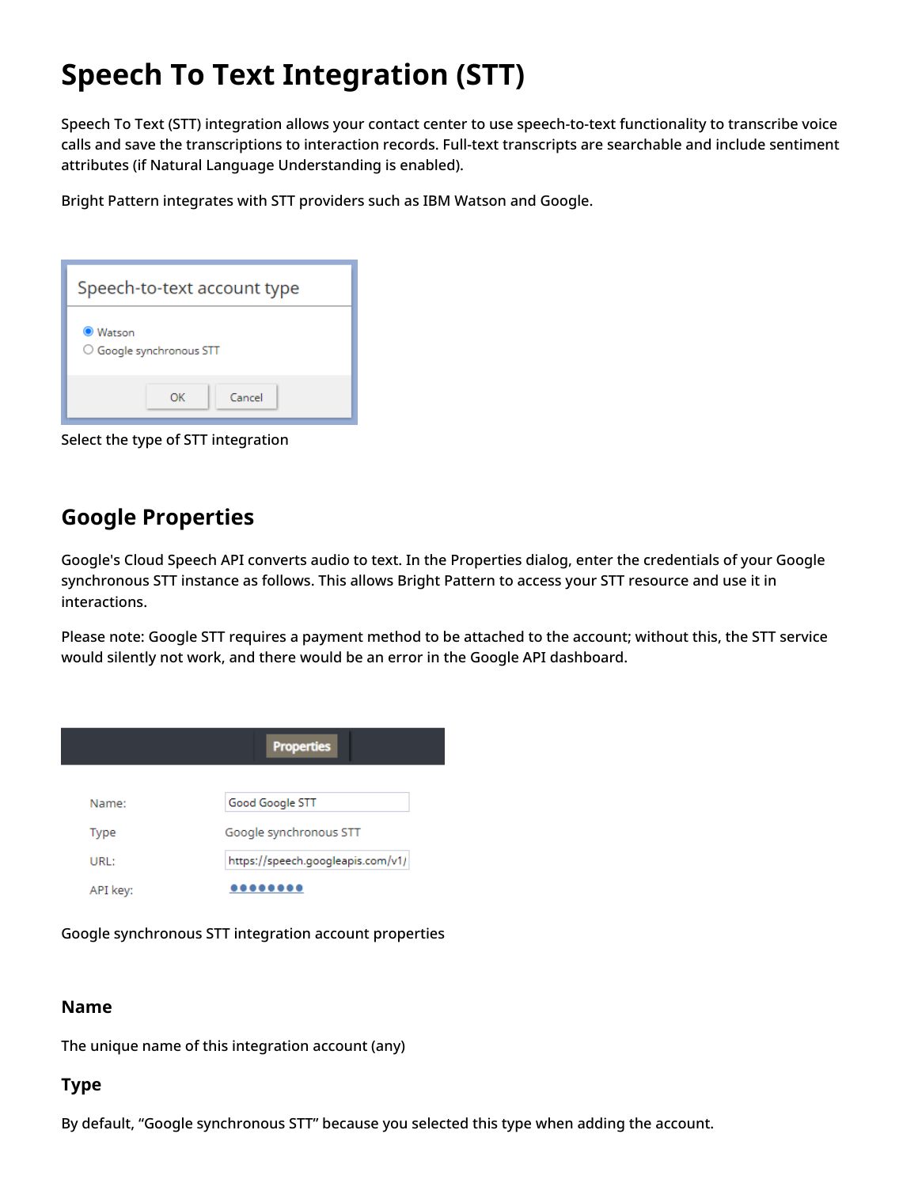# Speech To Text Integration (STT)

Speech To Text (STT) integration allows your contact center to use speech-to-text functionality to transcribe voice calls and save the transcriptions to interaction records. Full-text transcripts are searchable and include sentiment attributes (if Natural Language Understanding is enabled).

Bright Pattern integrates with STT providers such as IBM Watson and Google.

Select the type of STT integration

## Google Properties

Google's Cloud Speech API converts audio to text. In the Properties dialog, enter the credentials of your Google synchronous STT instance as follows. This allows Bright Pattern to access your STT resource and use it in interactions.

Please note: Google STT requires a payment method to be attached to the account; without this, the STT service would silently not work, and there would be an error in the Google API dashboard.

Google synchronous STT integration account properties

### Name

The unique name of this integration account (any)

### Type

By default, "Google synchronous STT" because you selected this type when adding the account.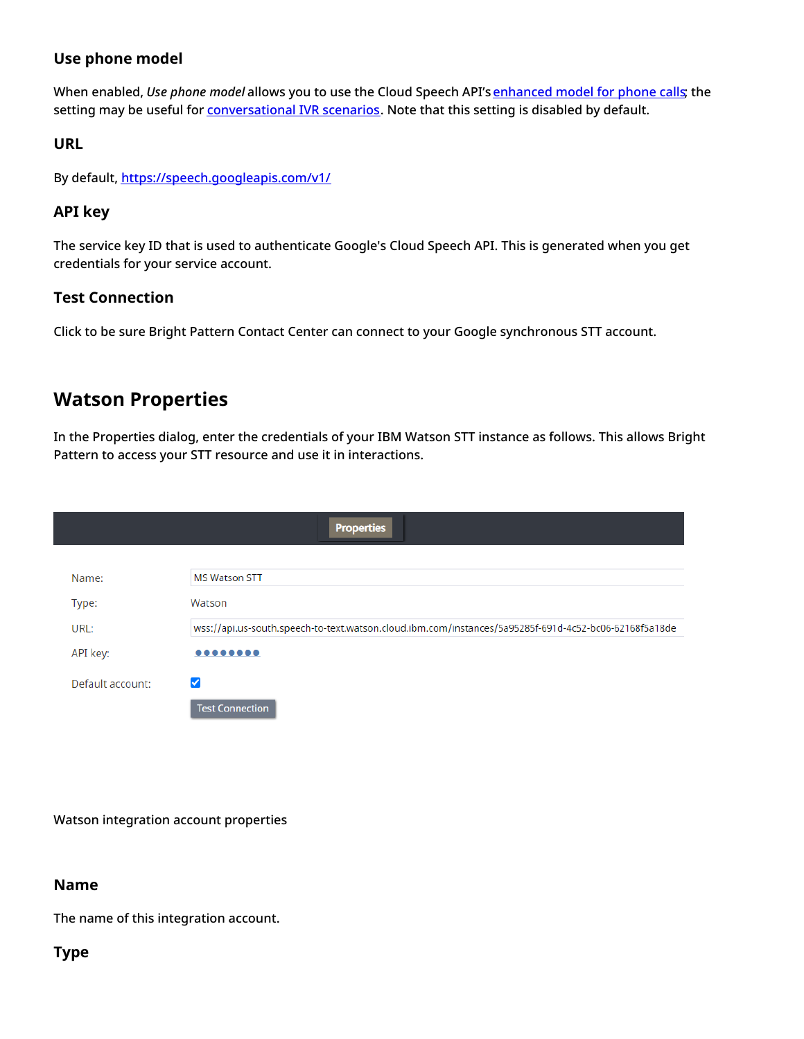### Use phone model

When enabled, *Use phone model* allows you to use the Cloud Speech API's enhanced model for phone calls; the setting may be useful for conversational IVR scenarios. Note that this setting is disabled by default.

### URL

By default, https://speech.googleapis.com/v1/

### API key

The service key ID that is used to authenticate Google's Cloud Speech API. This is generated when you get credentials for your service account.

### Test Connection

Click to be sure Bright Pattern Contact Center can connect to your Google synchronous STT account.

## Watson Properties

In the Properties dialog, enter the credentials of your IBM Watson STT instance as follows. This allows Bright Pattern to access your STT resource and use it in interactions.

Watson integration account properties

### Name

The name of this integration account.

### Type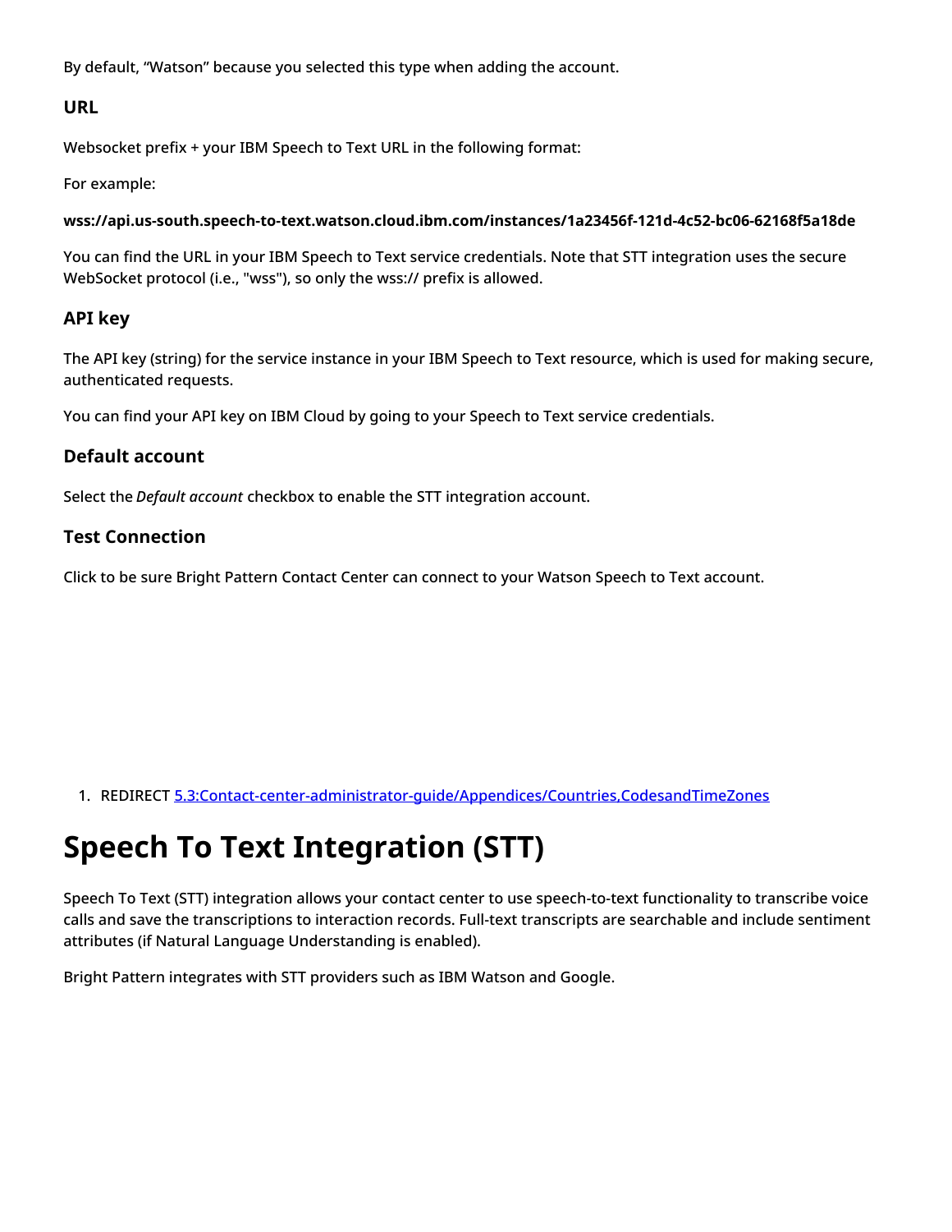By default, “Watson” because you selected this type when adding the account.

### URL

Websocket prefix + your IBM Speech to Text URL in the following format:

For example:

**wss://api.us-south.speech-to-text.watson.cloud.ibm.com/instances/1a23456f-121d-4c52-bc06-62168f5a18de**

You can find the URL in your IBM Speech to Text service credentials. Note that STT integration uses the secure WebSocket protocol (i.e., "wss"), so only the wss:// prefix is allowed.

### API key

The API key (string) for the service instance in your IBM Speech to Text resource, which is used for making secure, authenticated requests.

You can find your API key on IBM Cloud by going to your Speech to Text service credentials.

### Default account

Select the *Default account* checkbox to enable the STT integration account.

### Test Connection

Click to be sure Bright Pattern Contact Center can connect to your Watson Speech to Text account.

1. REDIRECT 5.3:Contact-center-administrator-guide/Appendices/Countries,CodesandTimeZones

# Speech To Text Integration (STT)

Speech To Text (STT) integration allows your contact center to use speech-to-text functionality to transcribe voice calls and save the transcriptions to interaction records. Full-text transcripts are searchable and include sentiment attributes (if Natural Language Understanding is enabled).

Bright Pattern integrates with STT providers such as IBM Watson and Google.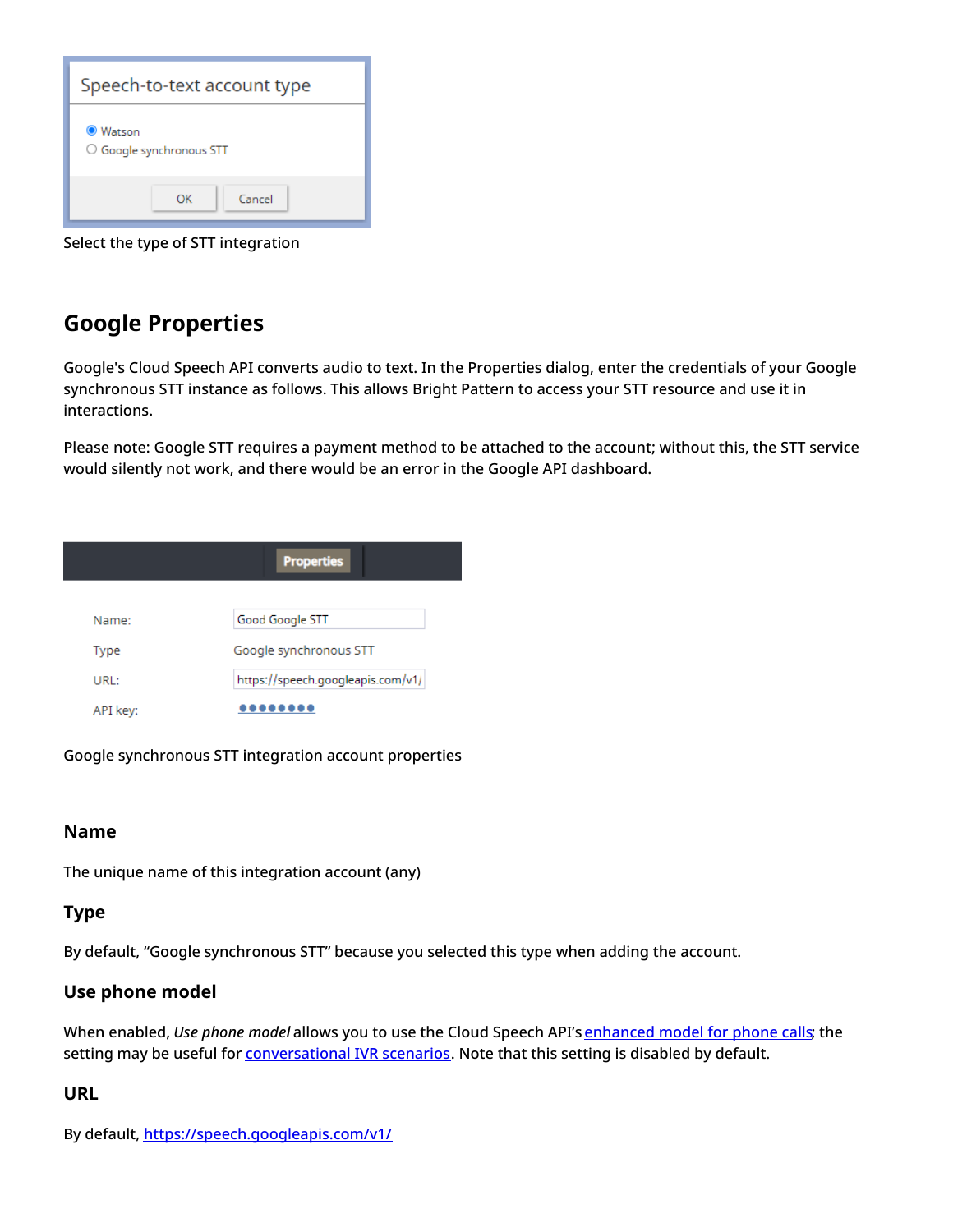Select the type of STT integration

## Google Properties

Google's Cloud Speech API converts audio to text. In the Properties dialog, enter the credentials of your Google synchronous STT instance as follows. This allows Bright Pattern to access your STT resource and use it in interactions.

Please note: Google STT requires a payment method to be attached to the account; without this, the STT service would silently not work, and there would be an error in the Google API dashboard.

Google synchronous STT integration account properties

### Name

The unique name of this integration account (any)

### Type

By default, "Google synchronous STT" because you selected this type when adding the account.

### Use phone model

When enabled, *Use phone model* allows you to use the Cloud Speech API's enhanced model for phone calls; the setting may be useful for conversational IVR scenarios. Note that this setting is disabled by default.

### URL

By default, https://speech.googleapis.com/v1/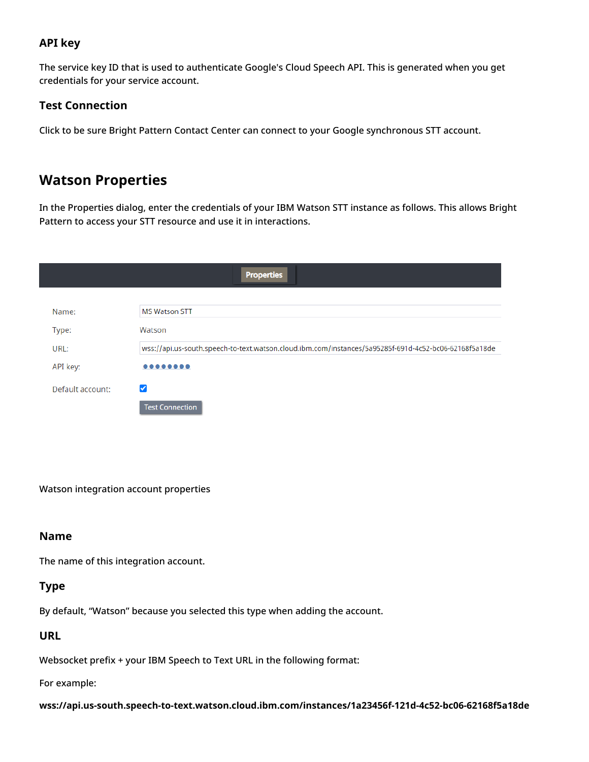### API key

The service key ID that is used to authenticate Google's Cloud Speech API. This is generated when you get credentials for your service account.

### Test Connection

Click to be sure Bright Pattern Contact Center can connect to your Google synchronous STT account.

## Watson Properties

In the Properties dialog, enter the credentials of your IBM Watson STT instance as follows. This allows Bright Pattern to access your STT resource and use it in interactions.

Properties

Name: MS Watson STT

Type: Watson

URL: wss://api.us-south.speech-to-text.watson.cloud.ibm.com/instances/5a95285f-691d-4c52-bc06-62168f5a18de

API key: ••••••••

Default account: ☑

Test Connection

Watson integration account properties

### Name

The name of this integration account.

### Type

By default, "Watson" because you selected this type when adding the account.

### URL

Websocket prefix + your IBM Speech to Text URL in the following format:

For example:

**wss://api.us-south.speech-to-text.watson.cloud.ibm.com/instances/1a23456f-121d-4c52-bc06-62168f5a18de**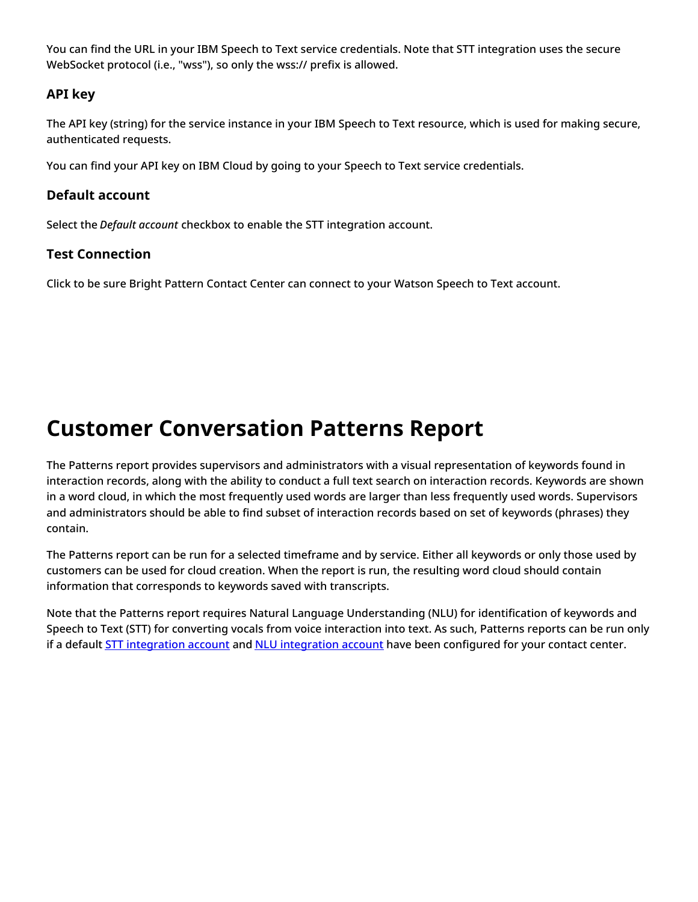You can find the URL in your IBM Speech to Text service credentials. Note that STT integration uses the secure WebSocket protocol (i.e., "wss"), so only the wss:// prefix is allowed.

### API key

The API key (string) for the service instance in your IBM Speech to Text resource, which is used for making secure, authenticated requests.

You can find your API key on IBM Cloud by going to your Speech to Text service credentials.

### Default account

Select the *Default account* checkbox to enable the STT integration account.

### Test Connection

Click to be sure Bright Pattern Contact Center can connect to your Watson Speech to Text account.

# Customer Conversation Patterns Report

The Patterns report provides supervisors and administrators with a visual representation of keywords found in interaction records, along with the ability to conduct a full text search on interaction records. Keywords are shown in a word cloud, in which the most frequently used words are larger than less frequently used words. Supervisors and administrators should be able to find subset of interaction records based on set of keywords (phrases) they contain.

The Patterns report can be run for a selected timeframe and by service. Either all keywords or only those used by customers can be used for cloud creation. When the report is run, the resulting word cloud should contain information that corresponds to keywords saved with transcripts.

Note that the Patterns report requires Natural Language Understanding (NLU) for identification of keywords and Speech to Text (STT) for converting vocals from voice interaction into text. As such, Patterns reports can be run only if a default STT integration account and NLU integration account have been configured for your contact center.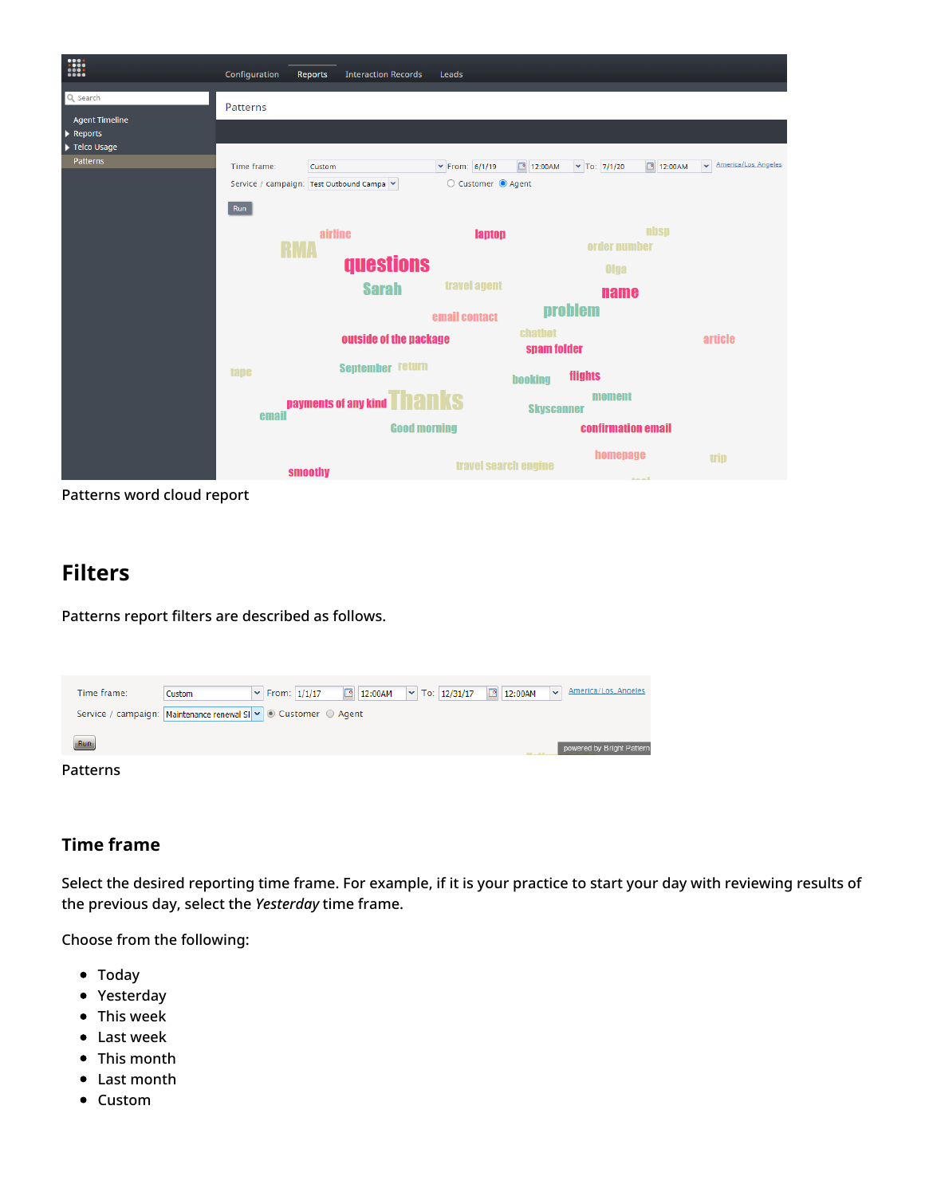Patterns word cloud report

## Filters

Patterns report filters are described as follows.

Patterns

### Time frame

Select the desired reporting time frame. For example, if it is your practice to start your day with reviewing results of the previous day, select the *Yesterday* time frame.

Choose from the following:

- Today
- Yesterday
- This week
- Last week
- This month
- Last month
- Custom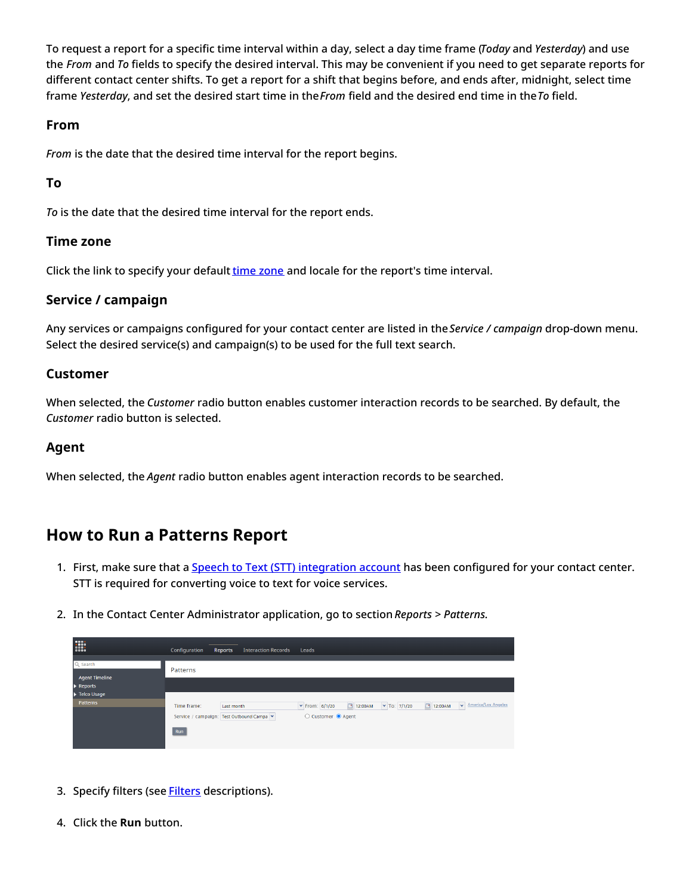To request a report for a specific time interval within a day, select a day time frame (*Today* and *Yesterday*) and use the *From* and *To* fields to specify the desired interval. This may be convenient if you need to get separate reports for different contact center shifts. To get a report for a shift that begins before, and ends after, midnight, select time frame *Yesterday*, and set the desired start time in the *From* field and the desired end time in the *To* field.

### From

*From* is the date that the desired time interval for the report begins.

### To

*To* is the date that the desired time interval for the report ends.

### Time zone

Click the link to specify your default time zone and locale for the report's time interval.

### Service / campaign

Any services or campaigns configured for your contact center are listed in the *Service / campaign* drop-down menu. Select the desired service(s) and campaign(s) to be used for the full text search.

### Customer

When selected, the *Customer* radio button enables customer interaction records to be searched. By default, the *Customer* radio button is selected.

### Agent

When selected, the *Agent* radio button enables agent interaction records to be searched.

## How to Run a Patterns Report

1. First, make sure that a Speech to Text (STT) integration account has been configured for your contact center. STT is required for converting voice to text for voice services.
2. In the Contact Center Administrator application, go to section *Reports* > *Patterns*.
3. Specify filters (see Filters descriptions).
4. Click the **Run** button.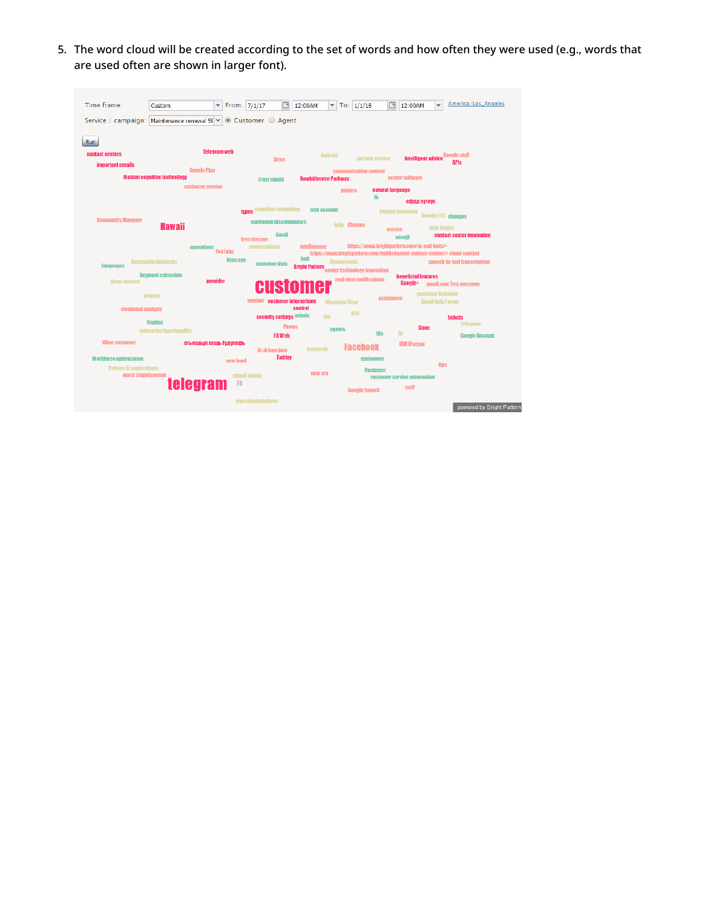5. The word cloud will be created according to the set of words and how often they were used (e.g., words that are used often are shown in larger font).